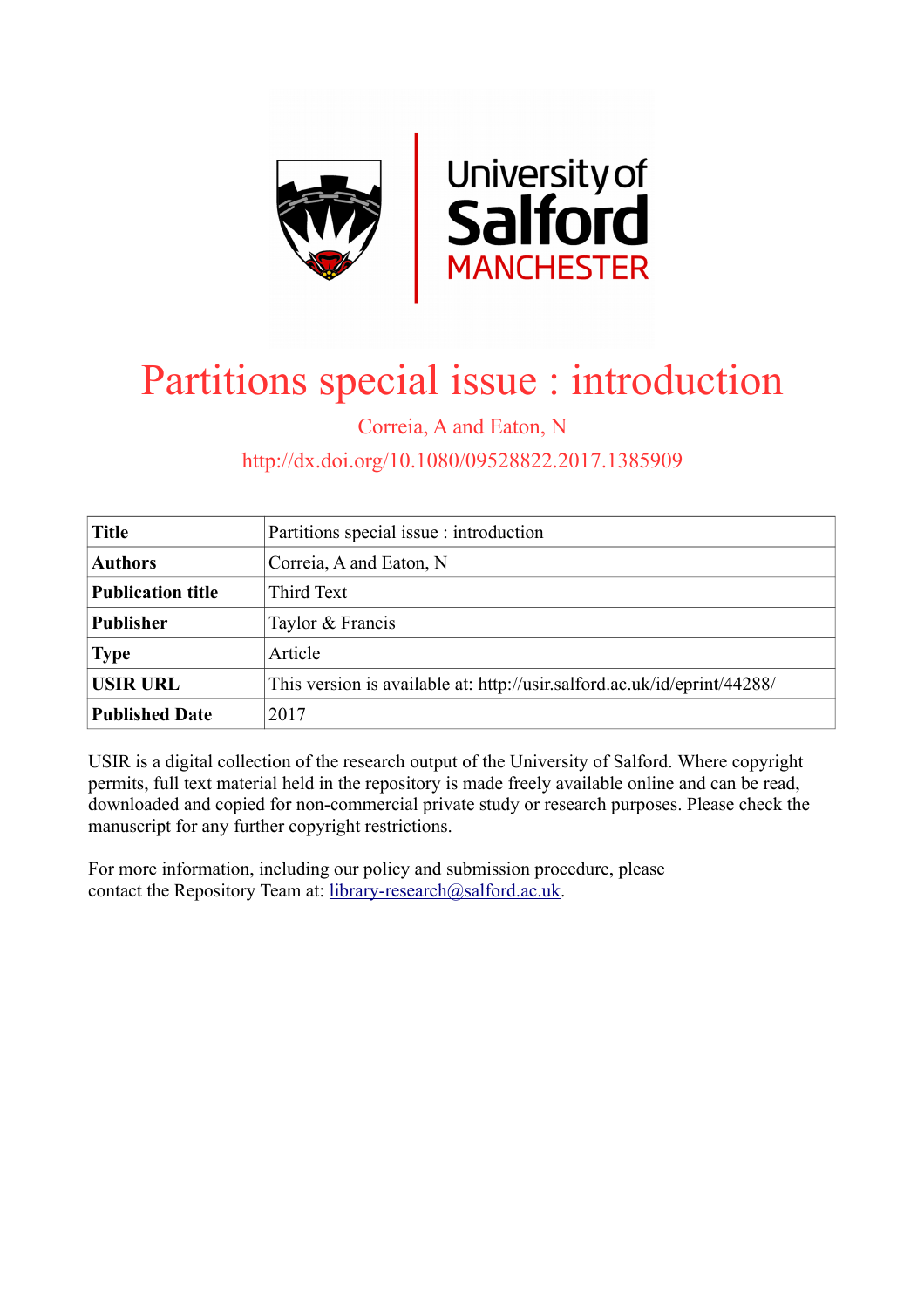# Partitions special issue : introduction

Correia, A and Eaton, N

http://dx.doi.org/10.1080/09528822.2017.1385909

| **Title** | Partitions special issue : introduction |
|---|---|
| **Authors** | Correia, A and Eaton, N |
| **Publication title** | Third Text |
| **Publisher** | Taylor & Francis |
| **Type** | Article |
| **USIR URL** | This version is available at: http://usir.salford.ac.uk/id/eprint/44288/ |
| **Published Date** | 2017 |

USIR is a digital collection of the research output of the University of Salford. Where copyright permits, full text material held in the repository is made freely available online and can be read, downloaded and copied for non-commercial private study or research purposes. Please check the manuscript for any further copyright restrictions.

For more information, including our policy and submission procedure, please contact the Repository Team at: library-research@salford.ac.uk.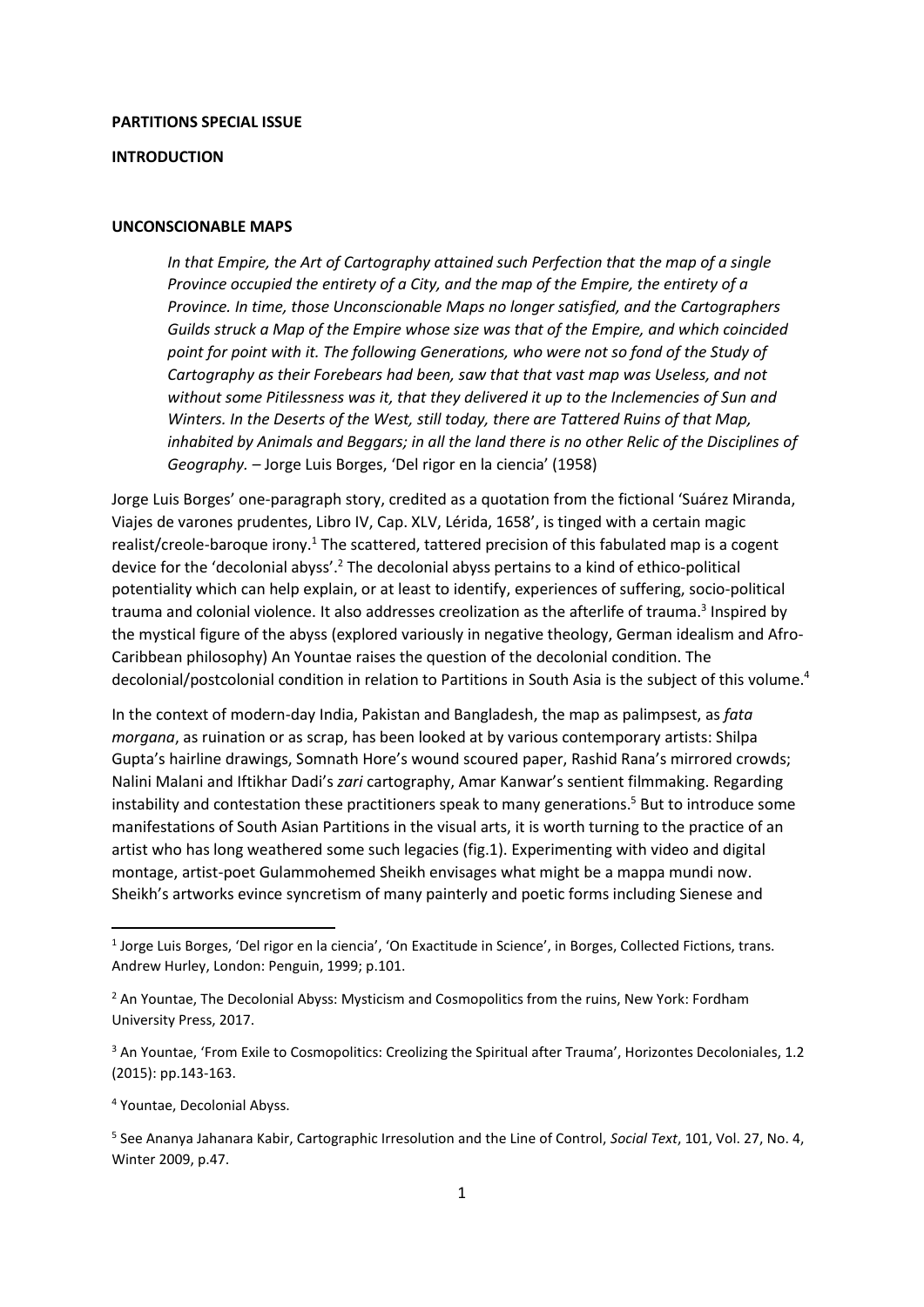**PARTITIONS SPECIAL ISSUE**

**INTRODUCTION**

**UNCONSCIONABLE MAPS**

> *In that Empire, the Art of Cartography attained such Perfection that the map of a single Province occupied the entirety of a City, and the map of the Empire, the entirety of a Province. In time, those Unconscionable Maps no longer satisfied, and the Cartographers Guilds struck a Map of the Empire whose size was that of the Empire, and which coincided point for point with it. The following Generations, who were not so fond of the Study of Cartography as their Forebears had been, saw that that vast map was Useless, and not without some Pitilessness was it, that they delivered it up to the Inclemencies of Sun and Winters. In the Deserts of the West, still today, there are Tattered Ruins of that Map, inhabited by Animals and Beggars; in all the land there is no other Relic of the Disciplines of Geography.* – Jorge Luis Borges, 'Del rigor en la ciencia' (1958)

Jorge Luis Borges' one-paragraph story, credited as a quotation from the fictional 'Suárez Miranda, Viajes de varones prudentes, Libro IV, Cap. XLV, Lérida, 1658', is tinged with a certain magic realist/creole-baroque irony.[1] The scattered, tattered precision of this fabulated map is a cogent device for the 'decolonial abyss'.[2] The decolonial abyss pertains to a kind of ethico-political potentiality which can help explain, or at least to identify, experiences of suffering, socio-political trauma and colonial violence. It also addresses creolization as the afterlife of trauma.[3] Inspired by the mystical figure of the abyss (explored variously in negative theology, German idealism and Afro-Caribbean philosophy) An Yountae raises the question of the decolonial condition. The decolonial/postcolonial condition in relation to Partitions in South Asia is the subject of this volume.[4]

In the context of modern-day India, Pakistan and Bangladesh, the map as palimpsest, as *fata morgana*, as ruination or as scrap, has been looked at by various contemporary artists: Shilpa Gupta's hairline drawings, Somnath Hore's wound scoured paper, Rashid Rana's mirrored crowds; Nalini Malani and Iftikhar Dadi's *zari* cartography, Amar Kanwar's sentient filmmaking. Regarding instability and contestation these practitioners speak to many generations.[5] But to introduce some manifestations of South Asian Partitions in the visual arts, it is worth turning to the practice of an artist who has long weathered some such legacies (fig.1). Experimenting with video and digital montage, artist-poet Gulammohemed Sheikh envisages what might be a mappa mundi now. Sheikh's artworks evince syncretism of many painterly and poetic forms including Sienese and

---

[1] Jorge Luis Borges, 'Del rigor en la ciencia', 'On Exactitude in Science', in Borges, Collected Fictions, trans. Andrew Hurley, London: Penguin, 1999; p.101.

[2] An Yountae, The Decolonial Abyss: Mysticism and Cosmopolitics from the ruins, New York: Fordham University Press, 2017.

[3] An Yountae, 'From Exile to Cosmopolitics: Creolizing the Spiritual after Trauma', Horizontes Decoloniales, 1.2 (2015): pp.143-163.

[4] Yountae, Decolonial Abyss.

[5] See Ananya Jahanara Kabir, Cartographic Irresolution and the Line of Control, *Social Text*, 101, Vol. 27, No. 4, Winter 2009, p.47.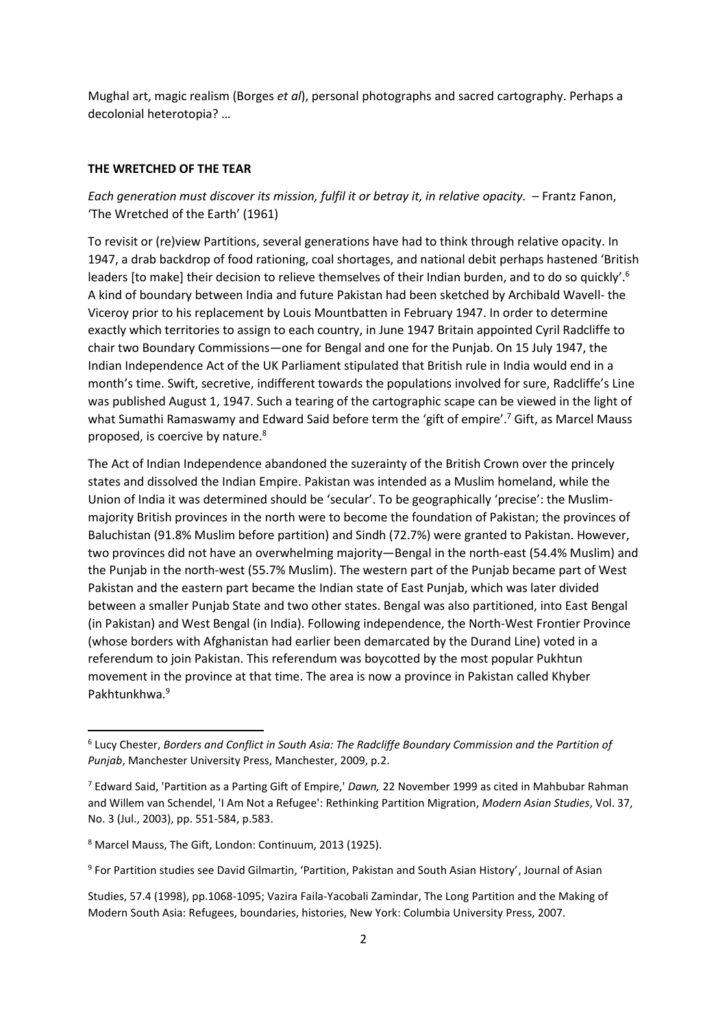Mughal art, magic realism (Borges *et al*), personal photographs and sacred cartography. Perhaps a decolonial heterotopia? …

**THE WRETCHED OF THE TEAR**

*Each generation must discover its mission, fulfil it or betray it, in relative opacity.* – Frantz Fanon, 'The Wretched of the Earth' (1961)

To revisit or (re)view Partitions, several generations have had to think through relative opacity. In 1947, a drab backdrop of food rationing, coal shortages, and national debit perhaps hastened 'British leaders [to make] their decision to relieve themselves of their Indian burden, and to do so quickly'.[6] A kind of boundary between India and future Pakistan had been sketched by Archibald Wavell- the Viceroy prior to his replacement by Louis Mountbatten in February 1947. In order to determine exactly which territories to assign to each country, in June 1947 Britain appointed Cyril Radcliffe to chair two Boundary Commissions—one for Bengal and one for the Punjab. On 15 July 1947, the Indian Independence Act of the UK Parliament stipulated that British rule in India would end in a month's time. Swift, secretive, indifferent towards the populations involved for sure, Radcliffe's Line was published August 1, 1947. Such a tearing of the cartographic scape can be viewed in the light of what Sumathi Ramaswamy and Edward Said before term the 'gift of empire'.[7] Gift, as Marcel Mauss proposed, is coercive by nature.[8]

The Act of Indian Independence abandoned the suzerainty of the British Crown over the princely states and dissolved the Indian Empire. Pakistan was intended as a Muslim homeland, while the Union of India it was determined should be 'secular'. To be geographically 'precise': the Muslim-majority British provinces in the north were to become the foundation of Pakistan; the provinces of Baluchistan (91.8% Muslim before partition) and Sindh (72.7%) were granted to Pakistan. However, two provinces did not have an overwhelming majority—Bengal in the north-east (54.4% Muslim) and the Punjab in the north-west (55.7% Muslim). The western part of the Punjab became part of West Pakistan and the eastern part became the Indian state of East Punjab, which was later divided between a smaller Punjab State and two other states. Bengal was also partitioned, into East Bengal (in Pakistan) and West Bengal (in India). Following independence, the North-West Frontier Province (whose borders with Afghanistan had earlier been demarcated by the Durand Line) voted in a referendum to join Pakistan. This referendum was boycotted by the most popular Pukhtun movement in the province at that time. The area is now a province in Pakistan called Khyber Pakhtunkhwa.[9]

---

[6] Lucy Chester, *Borders and Conflict in South Asia: The Radcliffe Boundary Commission and the Partition of Punjab*, Manchester University Press, Manchester, 2009, p.2.

[7] Edward Said, 'Partition as a Parting Gift of Empire,' *Dawn,* 22 November 1999 as cited in Mahbubar Rahman and Willem van Schendel, 'I Am Not a Refugee': Rethinking Partition Migration, *Modern Asian Studies*, Vol. 37, No. 3 (Jul., 2003), pp. 551-584, p.583.

[8] Marcel Mauss, The Gift, London: Continuum, 2013 (1925).

[9] For Partition studies see David Gilmartin, 'Partition, Pakistan and South Asian History', Journal of Asian Studies, 57.4 (1998), pp.1068-1095; Vazira Faila-Yacobali Zamindar, The Long Partition and the Making of Modern South Asia: Refugees, boundaries, histories, New York: Columbia University Press, 2007.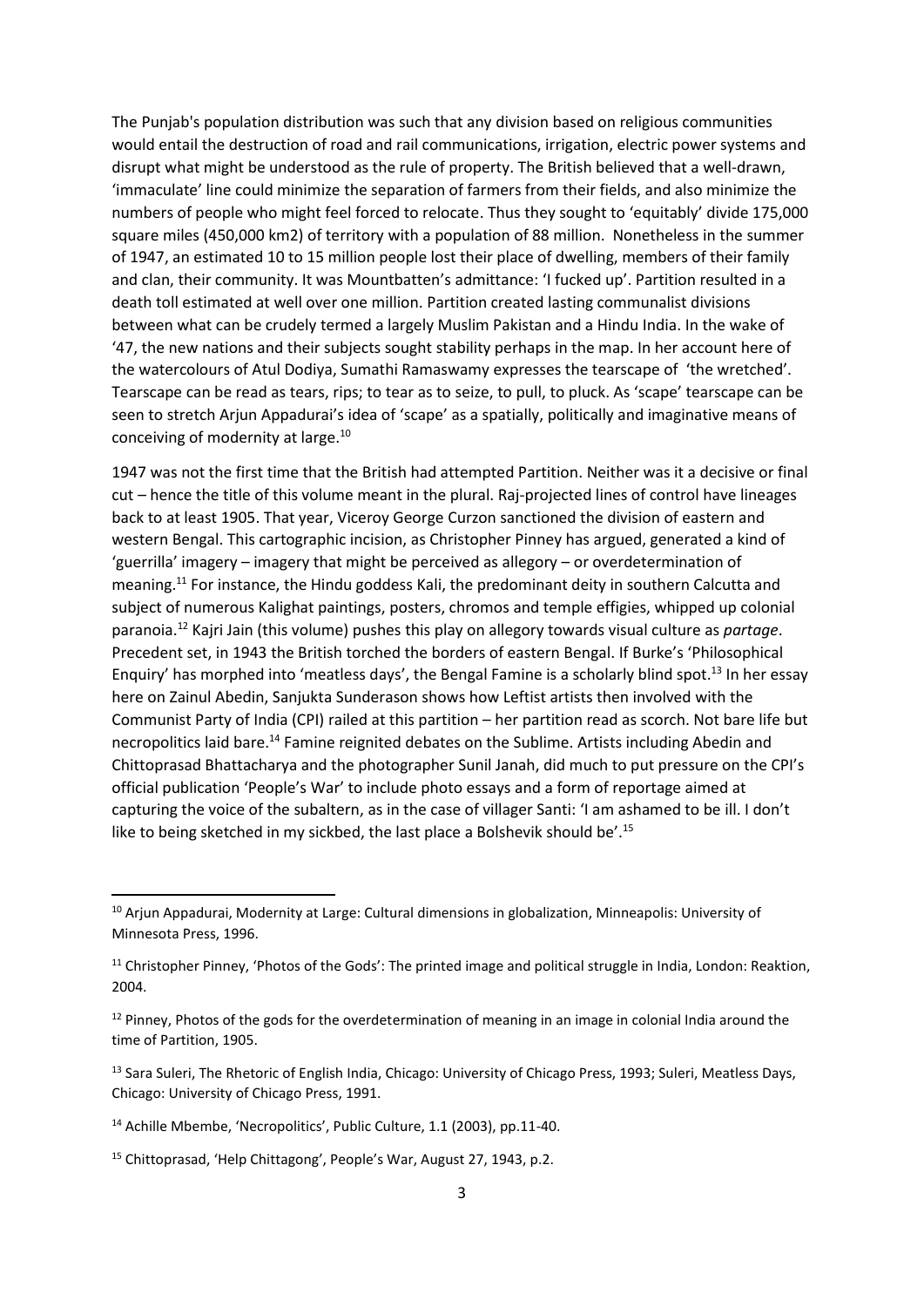The Punjab's population distribution was such that any division based on religious communities would entail the destruction of road and rail communications, irrigation, electric power systems and disrupt what might be understood as the rule of property. The British believed that a well-drawn, 'immaculate' line could minimize the separation of farmers from their fields, and also minimize the numbers of people who might feel forced to relocate. Thus they sought to 'equitably' divide 175,000 square miles (450,000 km2) of territory with a population of 88 million. Nonetheless in the summer of 1947, an estimated 10 to 15 million people lost their place of dwelling, members of their family and clan, their community. It was Mountbatten's admittance: 'I fucked up'. Partition resulted in a death toll estimated at well over one million. Partition created lasting communalist divisions between what can be crudely termed a largely Muslim Pakistan and a Hindu India. In the wake of '47, the new nations and their subjects sought stability perhaps in the map. In her account here of the watercolours of Atul Dodiya, Sumathi Ramaswamy expresses the tearscape of 'the wretched'. Tearscape can be read as tears, rips; to tear as to seize, to pull, to pluck. As 'scape' tearscape can be seen to stretch Arjun Appadurai's idea of 'scape' as a spatially, politically and imaginative means of conceiving of modernity at large.[10]

1947 was not the first time that the British had attempted Partition. Neither was it a decisive or final cut – hence the title of this volume meant in the plural. Raj-projected lines of control have lineages back to at least 1905. That year, Viceroy George Curzon sanctioned the division of eastern and western Bengal. This cartographic incision, as Christopher Pinney has argued, generated a kind of 'guerrilla' imagery – imagery that might be perceived as allegory – or overdetermination of meaning.[11] For instance, the Hindu goddess Kali, the predominant deity in southern Calcutta and subject of numerous Kalighat paintings, posters, chromos and temple effigies, whipped up colonial paranoia.[12] Kajri Jain (this volume) pushes this play on allegory towards visual culture as *partage*. Precedent set, in 1943 the British torched the borders of eastern Bengal. If Burke's 'Philosophical Enquiry' has morphed into 'meatless days', the Bengal Famine is a scholarly blind spot.[13] In her essay here on Zainul Abedin, Sanjukta Sunderason shows how Leftist artists then involved with the Communist Party of India (CPI) railed at this partition – her partition read as scorch. Not bare life but necropolitics laid bare.[14] Famine reignited debates on the Sublime. Artists including Abedin and Chittoprasad Bhattacharya and the photographer Sunil Janah, did much to put pressure on the CPI's official publication 'People's War' to include photo essays and a form of reportage aimed at capturing the voice of the subaltern, as in the case of villager Santi: 'I am ashamed to be ill. I don't like to being sketched in my sickbed, the last place a Bolshevik should be'.[15]

---

[10] Arjun Appadurai, Modernity at Large: Cultural dimensions in globalization, Minneapolis: University of Minnesota Press, 1996.

[11] Christopher Pinney, 'Photos of the Gods': The printed image and political struggle in India, London: Reaktion, 2004.

[12] Pinney, Photos of the gods for the overdetermination of meaning in an image in colonial India around the time of Partition, 1905.

[13] Sara Suleri, The Rhetoric of English India, Chicago: University of Chicago Press, 1993; Suleri, Meatless Days, Chicago: University of Chicago Press, 1991.

[14] Achille Mbembe, 'Necropolitics', Public Culture, 1.1 (2003), pp.11-40.

[15] Chittoprasad, 'Help Chittagong', People's War, August 27, 1943, p.2.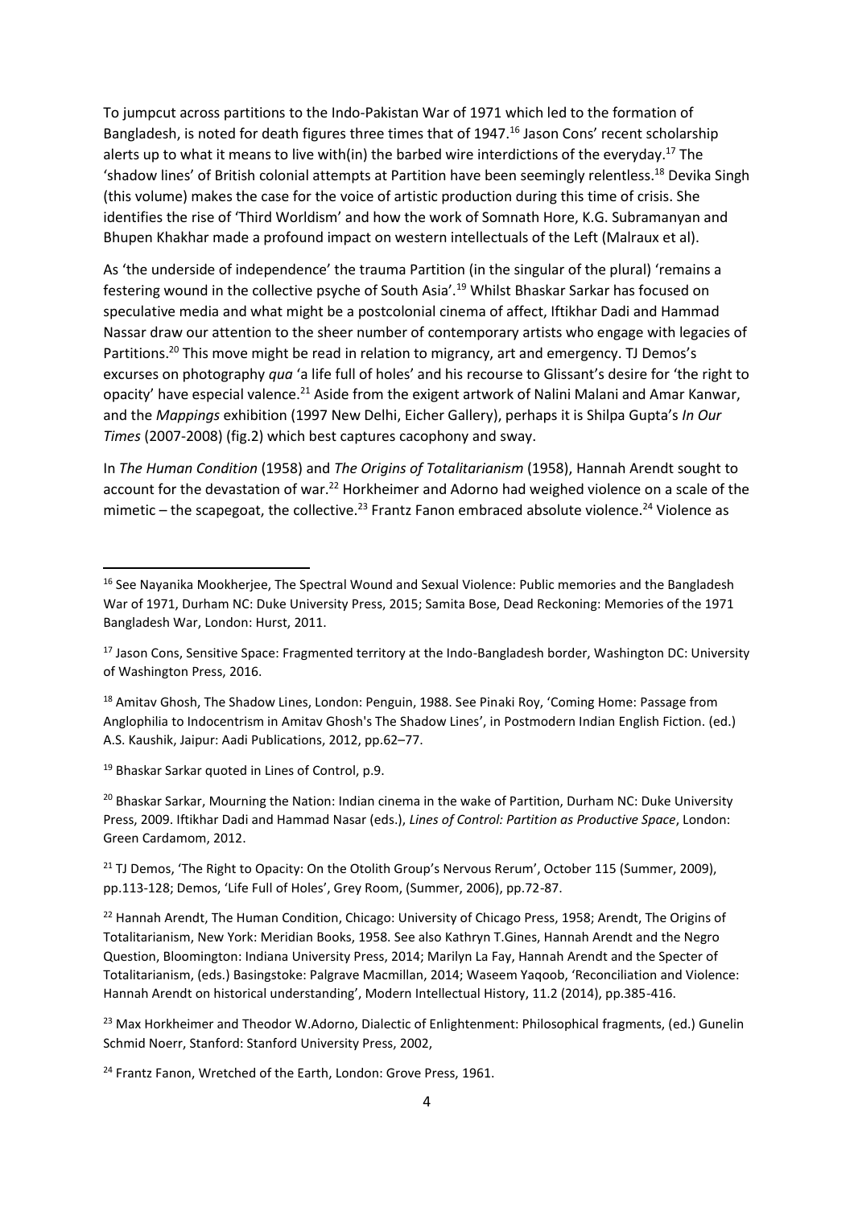To jumpcut across partitions to the Indo-Pakistan War of 1971 which led to the formation of Bangladesh, is noted for death figures three times that of 1947.[16] Jason Cons' recent scholarship alerts up to what it means to live with(in) the barbed wire interdictions of the everyday.[17] The 'shadow lines' of British colonial attempts at Partition have been seemingly relentless.[18] Devika Singh (this volume) makes the case for the voice of artistic production during this time of crisis. She identifies the rise of 'Third Worldism' and how the work of Somnath Hore, K.G. Subramanyan and Bhupen Khakhar made a profound impact on western intellectuals of the Left (Malraux et al).

As 'the underside of independence' the trauma Partition (in the singular of the plural) 'remains a festering wound in the collective psyche of South Asia'.[19] Whilst Bhaskar Sarkar has focused on speculative media and what might be a postcolonial cinema of affect, Iftikhar Dadi and Hammad Nassar draw our attention to the sheer number of contemporary artists who engage with legacies of Partitions.[20] This move might be read in relation to migrancy, art and emergency. TJ Demos's excurses on photography *qua* 'a life full of holes' and his recourse to Glissant's desire for 'the right to opacity' have especial valence.[21] Aside from the exigent artwork of Nalini Malani and Amar Kanwar, and the *Mappings* exhibition (1997 New Delhi, Eicher Gallery), perhaps it is Shilpa Gupta's *In Our Times* (2007-2008) (fig.2) which best captures cacophony and sway.

In *The Human Condition* (1958) and *The Origins of Totalitarianism* (1958), Hannah Arendt sought to account for the devastation of war.[22] Horkheimer and Adorno had weighed violence on a scale of the mimetic – the scapegoat, the collective.[23] Frantz Fanon embraced absolute violence.[24] Violence as

---

[16] See Nayanika Mookherjee, The Spectral Wound and Sexual Violence: Public memories and the Bangladesh War of 1971, Durham NC: Duke University Press, 2015; Samita Bose, Dead Reckoning: Memories of the 1971 Bangladesh War, London: Hurst, 2011.

[17] Jason Cons, Sensitive Space: Fragmented territory at the Indo-Bangladesh border, Washington DC: University of Washington Press, 2016.

[18] Amitav Ghosh, The Shadow Lines, London: Penguin, 1988. See Pinaki Roy, 'Coming Home: Passage from Anglophilia to Indocentrism in Amitav Ghosh's The Shadow Lines', in Postmodern Indian English Fiction. (ed.) A.S. Kaushik, Jaipur: Aadi Publications, 2012, pp.62–77.

[19] Bhaskar Sarkar quoted in Lines of Control, p.9.

[20] Bhaskar Sarkar, Mourning the Nation: Indian cinema in the wake of Partition, Durham NC: Duke University Press, 2009. Iftikhar Dadi and Hammad Nasar (eds.), *Lines of Control: Partition as Productive Space*, London: Green Cardamom, 2012.

[21] TJ Demos, 'The Right to Opacity: On the Otolith Group's Nervous Rerum', October 115 (Summer, 2009), pp.113-128; Demos, 'Life Full of Holes', Grey Room, (Summer, 2006), pp.72-87.

[22] Hannah Arendt, The Human Condition, Chicago: University of Chicago Press, 1958; Arendt, The Origins of Totalitarianism, New York: Meridian Books, 1958. See also Kathryn T.Gines, Hannah Arendt and the Negro Question, Bloomington: Indiana University Press, 2014; Marilyn La Fay, Hannah Arendt and the Specter of Totalitarianism, (eds.) Basingstoke: Palgrave Macmillan, 2014; Waseem Yaqoob, 'Reconciliation and Violence: Hannah Arendt on historical understanding', Modern Intellectual History, 11.2 (2014), pp.385-416.

[23] Max Horkheimer and Theodor W.Adorno, Dialectic of Enlightenment: Philosophical fragments, (ed.) Gunelin Schmid Noerr, Stanford: Stanford University Press, 2002,

[24] Frantz Fanon, Wretched of the Earth, London: Grove Press, 1961.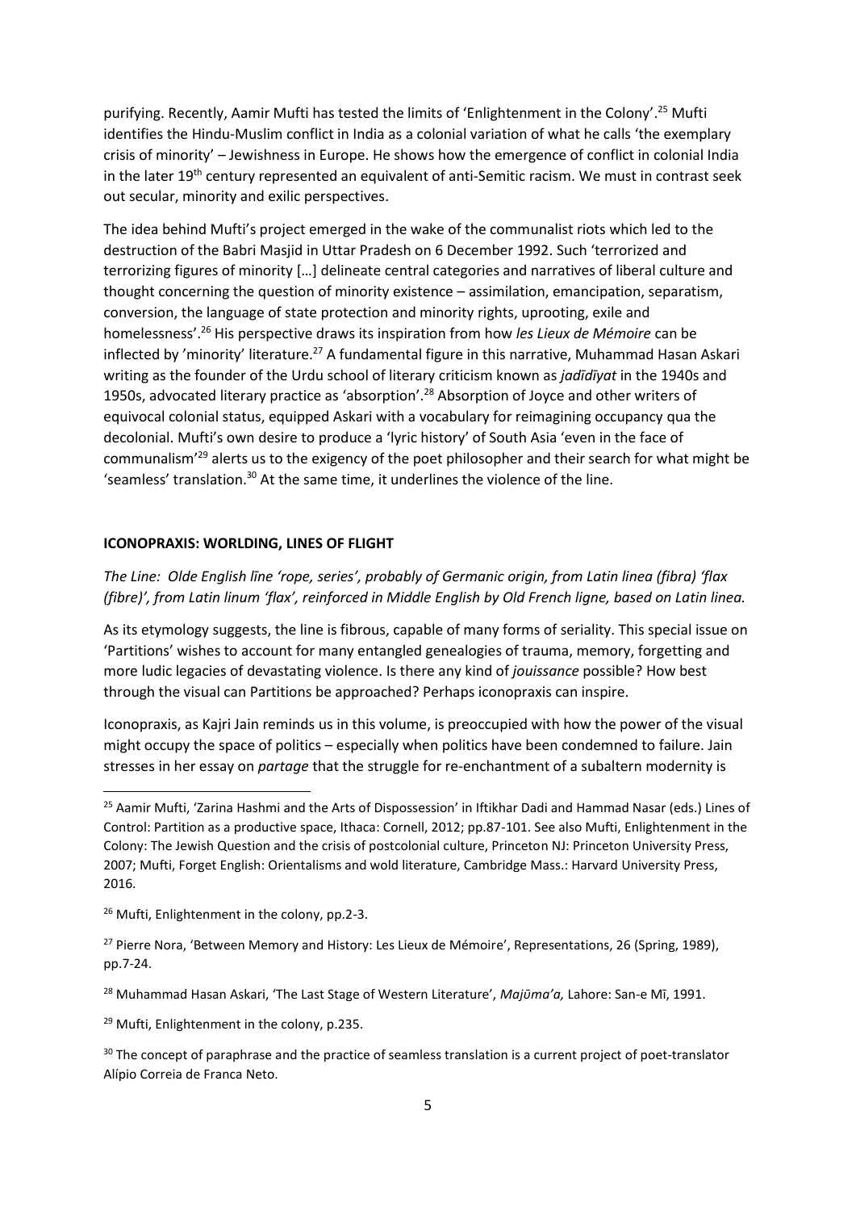purifying. Recently, Aamir Mufti has tested the limits of 'Enlightenment in the Colony'.[25] Mufti identifies the Hindu-Muslim conflict in India as a colonial variation of what he calls 'the exemplary crisis of minority' – Jewishness in Europe. He shows how the emergence of conflict in colonial India in the later 19th century represented an equivalent of anti-Semitic racism. We must in contrast seek out secular, minority and exilic perspectives.

The idea behind Mufti's project emerged in the wake of the communalist riots which led to the destruction of the Babri Masjid in Uttar Pradesh on 6 December 1992. Such 'terrorized and terrorizing figures of minority […] delineate central categories and narratives of liberal culture and thought concerning the question of minority existence – assimilation, emancipation, separatism, conversion, the language of state protection and minority rights, uprooting, exile and homelessness'.[26] His perspective draws its inspiration from how *les Lieux de Mémoire* can be inflected by 'minority' literature.[27] A fundamental figure in this narrative, Muhammad Hasan Askari writing as the founder of the Urdu school of literary criticism known as *jadīdīyat* in the 1940s and 1950s, advocated literary practice as 'absorption'.[28] Absorption of Joyce and other writers of equivocal colonial status, equipped Askari with a vocabulary for reimagining occupancy qua the decolonial. Mufti's own desire to produce a 'lyric history' of South Asia 'even in the face of communalism'[29] alerts us to the exigency of the poet philosopher and their search for what might be 'seamless' translation.[30] At the same time, it underlines the violence of the line.

**ICONOPRAXIS: WORLDING, LINES OF FLIGHT**

*The Line: Olde English līne 'rope, series', probably of Germanic origin, from Latin linea (fibra) 'flax (fibre)', from Latin linum 'flax', reinforced in Middle English by Old French ligne, based on Latin linea.*

As its etymology suggests, the line is fibrous, capable of many forms of seriality. This special issue on 'Partitions' wishes to account for many entangled genealogies of trauma, memory, forgetting and more ludic legacies of devastating violence. Is there any kind of *jouissance* possible? How best through the visual can Partitions be approached? Perhaps iconopraxis can inspire.

Iconopraxis, as Kajri Jain reminds us in this volume, is preoccupied with how the power of the visual might occupy the space of politics – especially when politics have been condemned to failure. Jain stresses in her essay on *partage* that the struggle for re-enchantment of a subaltern modernity is

---

[25] Aamir Mufti, 'Zarina Hashmi and the Arts of Dispossession' in Iftikhar Dadi and Hammad Nasar (eds.) Lines of Control: Partition as a productive space, Ithaca: Cornell, 2012; pp.87-101. See also Mufti, Enlightenment in the Colony: The Jewish Question and the crisis of postcolonial culture, Princeton NJ: Princeton University Press, 2007; Mufti, Forget English: Orientalisms and wold literature, Cambridge Mass.: Harvard University Press, 2016.

[26] Mufti, Enlightenment in the colony, pp.2-3.

[27] Pierre Nora, 'Between Memory and History: Les Lieux de Mémoire', Representations, 26 (Spring, 1989), pp.7-24.

[28] Muhammad Hasan Askari, 'The Last Stage of Western Literature', *Majūma'a,* Lahore: San-e Mī, 1991.

[29] Mufti, Enlightenment in the colony, p.235.

[30] The concept of paraphrase and the practice of seamless translation is a current project of poet-translator Alípio Correia de Franca Neto.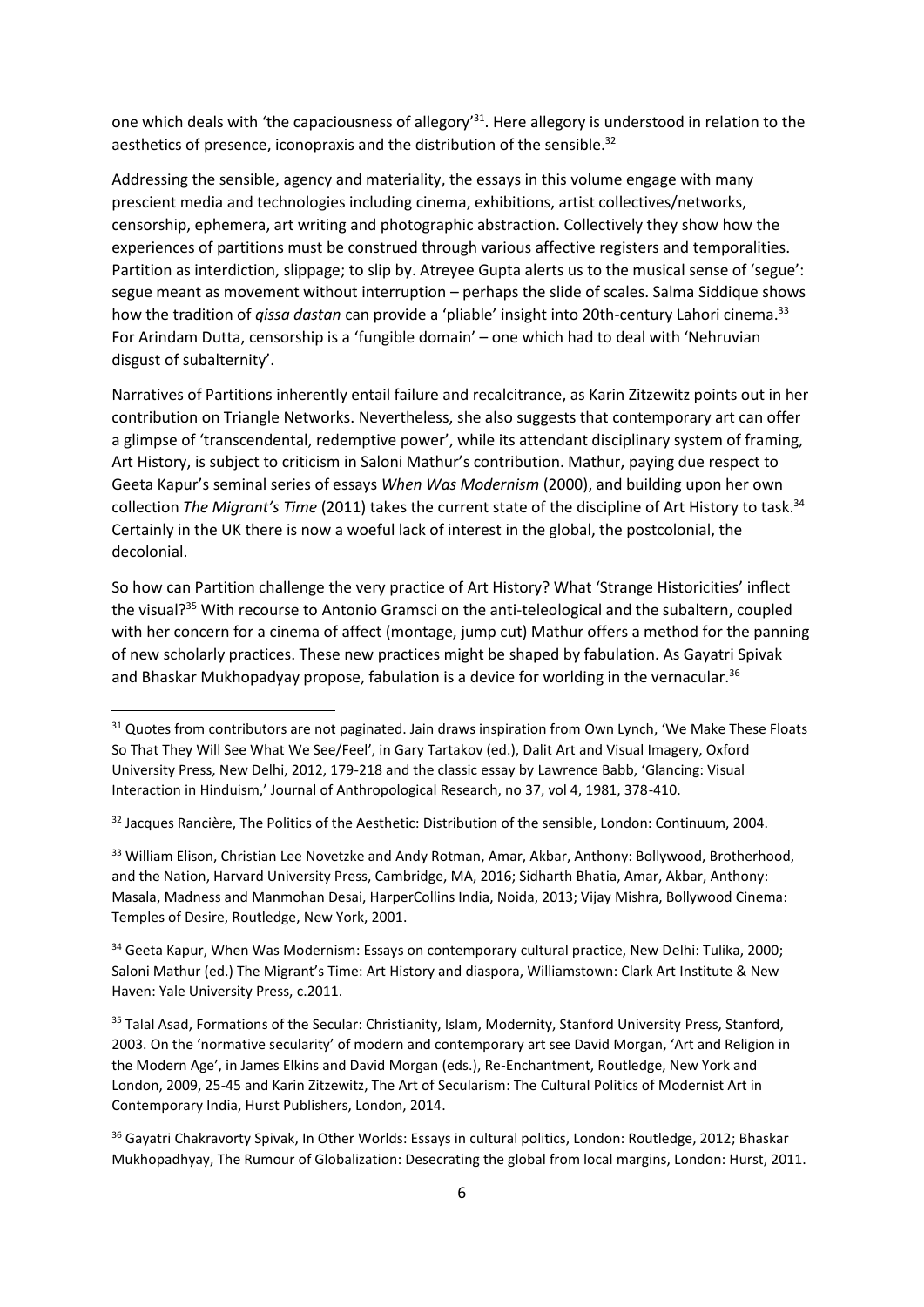one which deals with 'the capaciousness of allegory'[31]. Here allegory is understood in relation to the aesthetics of presence, iconopraxis and the distribution of the sensible.[32]

Addressing the sensible, agency and materiality, the essays in this volume engage with many prescient media and technologies including cinema, exhibitions, artist collectives/networks, censorship, ephemera, art writing and photographic abstraction. Collectively they show how the experiences of partitions must be construed through various affective registers and temporalities. Partition as interdiction, slippage; to slip by. Atreyee Gupta alerts us to the musical sense of 'segue': segue meant as movement without interruption – perhaps the slide of scales. Salma Siddique shows how the tradition of *qissa dastan* can provide a 'pliable' insight into 20th-century Lahori cinema.[33] For Arindam Dutta, censorship is a 'fungible domain' – one which had to deal with 'Nehruvian disgust of subalternity'.

Narratives of Partitions inherently entail failure and recalcitrance, as Karin Zitzewitz points out in her contribution on Triangle Networks. Nevertheless, she also suggests that contemporary art can offer a glimpse of 'transcendental, redemptive power', while its attendant disciplinary system of framing, Art History, is subject to criticism in Saloni Mathur's contribution. Mathur, paying due respect to Geeta Kapur's seminal series of essays *When Was Modernism* (2000), and building upon her own collection *The Migrant's Time* (2011) takes the current state of the discipline of Art History to task.[34] Certainly in the UK there is now a woeful lack of interest in the global, the postcolonial, the decolonial.

So how can Partition challenge the very practice of Art History? What 'Strange Historicities' inflect the visual?[35] With recourse to Antonio Gramsci on the anti-teleological and the subaltern, coupled with her concern for a cinema of affect (montage, jump cut) Mathur offers a method for the panning of new scholarly practices. These new practices might be shaped by fabulation. As Gayatri Spivak and Bhaskar Mukhopadyay propose, fabulation is a device for worlding in the vernacular.[36]

---

[31] Quotes from contributors are not paginated. Jain draws inspiration from Own Lynch, 'We Make These Floats So That They Will See What We See/Feel', in Gary Tartakov (ed.), Dalit Art and Visual Imagery, Oxford University Press, New Delhi, 2012, 179-218 and the classic essay by Lawrence Babb, 'Glancing: Visual Interaction in Hinduism,' Journal of Anthropological Research, no 37, vol 4, 1981, 378-410.

[32] Jacques Rancière, The Politics of the Aesthetic: Distribution of the sensible, London: Continuum, 2004.

[33] William Elison, Christian Lee Novetzke and Andy Rotman, Amar, Akbar, Anthony: Bollywood, Brotherhood, and the Nation, Harvard University Press, Cambridge, MA, 2016; Sidharth Bhatia, Amar, Akbar, Anthony: Masala, Madness and Manmohan Desai, HarperCollins India, Noida, 2013; Vijay Mishra, Bollywood Cinema: Temples of Desire, Routledge, New York, 2001.

[34] Geeta Kapur, When Was Modernism: Essays on contemporary cultural practice, New Delhi: Tulika, 2000; Saloni Mathur (ed.) The Migrant's Time: Art History and diaspora, Williamstown: Clark Art Institute & New Haven: Yale University Press, c.2011.

[35] Talal Asad, Formations of the Secular: Christianity, Islam, Modernity, Stanford University Press, Stanford, 2003. On the 'normative secularity' of modern and contemporary art see David Morgan, 'Art and Religion in the Modern Age', in James Elkins and David Morgan (eds.), Re-Enchantment, Routledge, New York and London, 2009, 25-45 and Karin Zitzewitz, The Art of Secularism: The Cultural Politics of Modernist Art in Contemporary India, Hurst Publishers, London, 2014.

[36] Gayatri Chakravorty Spivak, In Other Worlds: Essays in cultural politics, London: Routledge, 2012; Bhaskar Mukhopadhyay, The Rumour of Globalization: Desecrating the global from local margins, London: Hurst, 2011.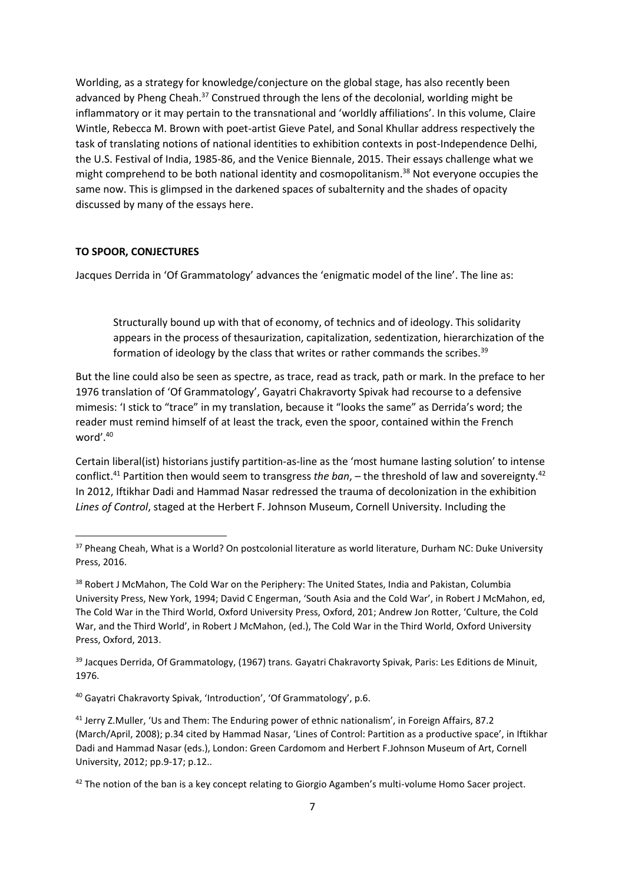Worlding, as a strategy for knowledge/conjecture on the global stage, has also recently been advanced by Pheng Cheah.[37] Construed through the lens of the decolonial, worlding might be inflammatory or it may pertain to the transnational and 'worldly affiliations'. In this volume, Claire Wintle, Rebecca M. Brown with poet-artist Gieve Patel, and Sonal Khullar address respectively the task of translating notions of national identities to exhibition contexts in post-Independence Delhi, the U.S. Festival of India, 1985-86, and the Venice Biennale, 2015. Their essays challenge what we might comprehend to be both national identity and cosmopolitanism.[38] Not everyone occupies the same now. This is glimpsed in the darkened spaces of subalternity and the shades of opacity discussed by many of the essays here.

**TO SPOOR, CONJECTURES**

Jacques Derrida in 'Of Grammatology' advances the 'enigmatic model of the line'. The line as:

> Structurally bound up with that of economy, of technics and of ideology. This solidarity appears in the process of thesaurization, capitalization, sedentization, hierarchization of the formation of ideology by the class that writes or rather commands the scribes.[39]

But the line could also be seen as spectre, as trace, read as track, path or mark. In the preface to her 1976 translation of 'Of Grammatology', Gayatri Chakravorty Spivak had recourse to a defensive mimesis: 'I stick to "trace" in my translation, because it "looks the same" as Derrida's word; the reader must remind himself of at least the track, even the spoor, contained within the French word'.[40]

Certain liberal(ist) historians justify partition-as-line as the 'most humane lasting solution' to intense conflict.[41] Partition then would seem to transgress *the ban*, – the threshold of law and sovereignty.[42] In 2012, Iftikhar Dadi and Hammad Nasar redressed the trauma of decolonization in the exhibition *Lines of Control*, staged at the Herbert F. Johnson Museum, Cornell University. Including the

---

[37] Pheang Cheah, What is a World? On postcolonial literature as world literature, Durham NC: Duke University Press, 2016.

[38] Robert J McMahon, The Cold War on the Periphery: The United States, India and Pakistan, Columbia University Press, New York, 1994; David C Engerman, 'South Asia and the Cold War', in Robert J McMahon, ed, The Cold War in the Third World, Oxford University Press, Oxford, 201; Andrew Jon Rotter, 'Culture, the Cold War, and the Third World', in Robert J McMahon, (ed.), The Cold War in the Third World, Oxford University Press, Oxford, 2013.

[39] Jacques Derrida, Of Grammatology, (1967) trans. Gayatri Chakravorty Spivak, Paris: Les Editions de Minuit, 1976.

[40] Gayatri Chakravorty Spivak, 'Introduction', 'Of Grammatology', p.6.

[41] Jerry Z.Muller, 'Us and Them: The Enduring power of ethnic nationalism', in Foreign Affairs, 87.2 (March/April, 2008); p.34 cited by Hammad Nasar, 'Lines of Control: Partition as a productive space', in Iftikhar Dadi and Hammad Nasar (eds.), London: Green Cardomom and Herbert F.Johnson Museum of Art, Cornell University, 2012; pp.9-17; p.12..

[42] The notion of the ban is a key concept relating to Giorgio Agamben's multi-volume Homo Sacer project.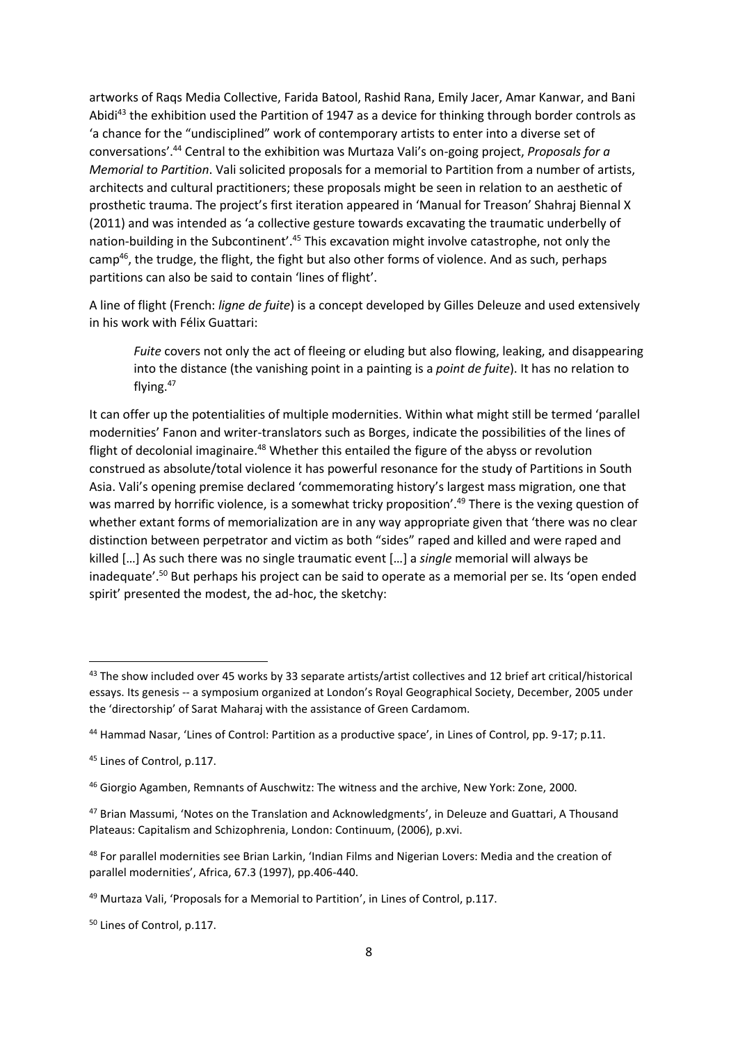artworks of Raqs Media Collective, Farida Batool, Rashid Rana, Emily Jacer, Amar Kanwar, and Bani Abidi[43] the exhibition used the Partition of 1947 as a device for thinking through border controls as 'a chance for the "undisciplined" work of contemporary artists to enter into a diverse set of conversations'.[44] Central to the exhibition was Murtaza Vali's on-going project, *Proposals for a Memorial to Partition*. Vali solicited proposals for a memorial to Partition from a number of artists, architects and cultural practitioners; these proposals might be seen in relation to an aesthetic of prosthetic trauma. The project's first iteration appeared in 'Manual for Treason' Shahraj Biennal X (2011) and was intended as 'a collective gesture towards excavating the traumatic underbelly of nation-building in the Subcontinent'.[45] This excavation might involve catastrophe, not only the camp[46], the trudge, the flight, the fight but also other forms of violence. And as such, perhaps partitions can also be said to contain 'lines of flight'.

A line of flight (French: *ligne de fuite*) is a concept developed by Gilles Deleuze and used extensively in his work with Félix Guattari:

> *Fuite* covers not only the act of fleeing or eluding but also flowing, leaking, and disappearing into the distance (the vanishing point in a painting is a *point de fuite*). It has no relation to flying.[47]

It can offer up the potentialities of multiple modernities. Within what might still be termed 'parallel modernities' Fanon and writer-translators such as Borges, indicate the possibilities of the lines of flight of decolonial imaginaire.[48] Whether this entailed the figure of the abyss or revolution construed as absolute/total violence it has powerful resonance for the study of Partitions in South Asia. Vali's opening premise declared 'commemorating history's largest mass migration, one that was marred by horrific violence, is a somewhat tricky proposition'.[49] There is the vexing question of whether extant forms of memorialization are in any way appropriate given that 'there was no clear distinction between perpetrator and victim as both "sides" raped and killed and were raped and killed […] As such there was no single traumatic event […] a *single* memorial will always be inadequate'.[50] But perhaps his project can be said to operate as a memorial per se. Its 'open ended spirit' presented the modest, the ad-hoc, the sketchy:

---

[43] The show included over 45 works by 33 separate artists/artist collectives and 12 brief art critical/historical essays. Its genesis -- a symposium organized at London's Royal Geographical Society, December, 2005 under the 'directorship' of Sarat Maharaj with the assistance of Green Cardamom.

[44] Hammad Nasar, 'Lines of Control: Partition as a productive space', in Lines of Control, pp. 9-17; p.11.

[45] Lines of Control, p.117.

[46] Giorgio Agamben, Remnants of Auschwitz: The witness and the archive, New York: Zone, 2000.

[47] Brian Massumi, 'Notes on the Translation and Acknowledgments', in Deleuze and Guattari, A Thousand Plateaus: Capitalism and Schizophrenia, London: Continuum, (2006), p.xvi.

[48] For parallel modernities see Brian Larkin, 'Indian Films and Nigerian Lovers: Media and the creation of parallel modernities', Africa, 67.3 (1997), pp.406-440.

[49] Murtaza Vali, 'Proposals for a Memorial to Partition', in Lines of Control, p.117.

[50] Lines of Control, p.117.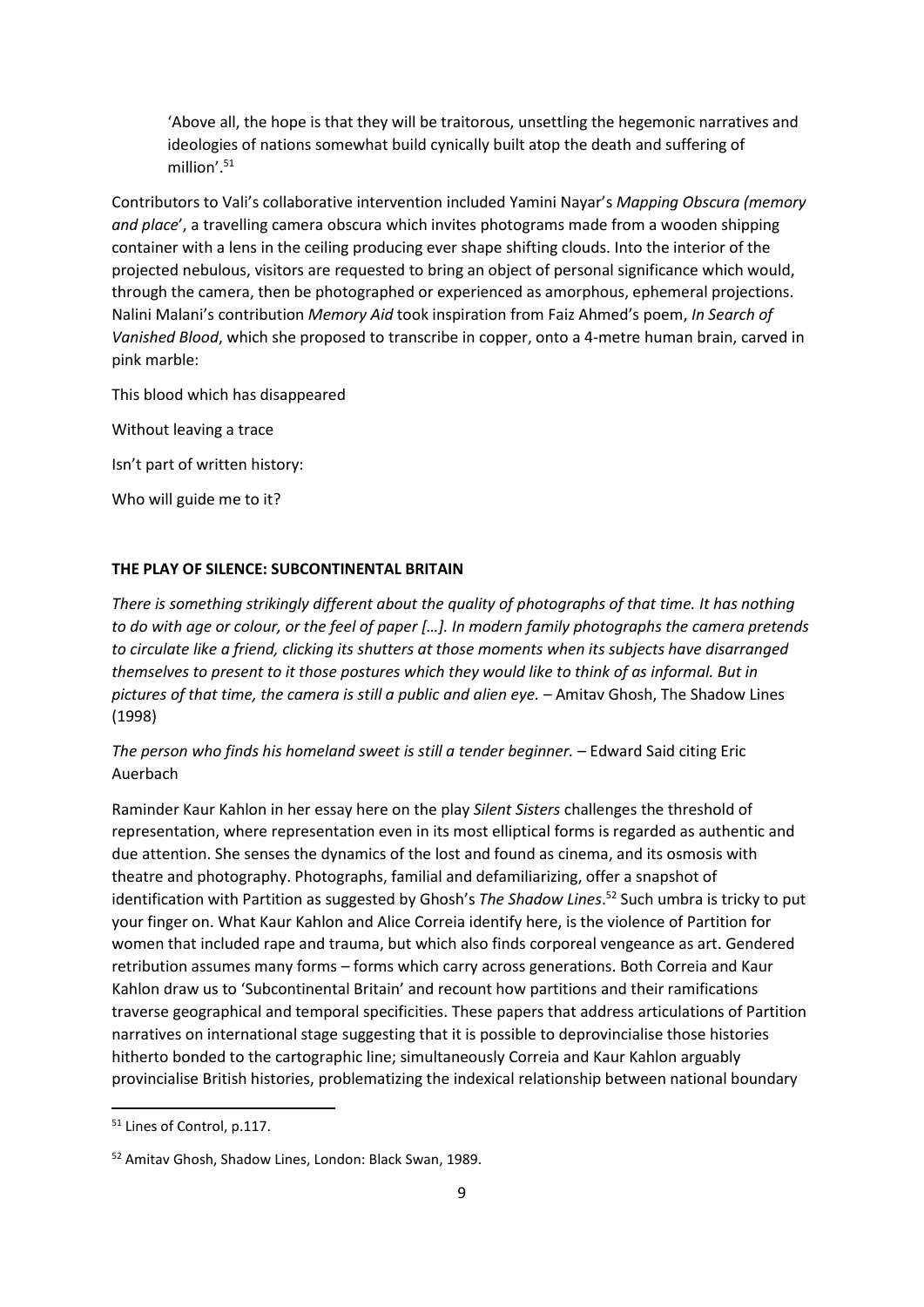> 'Above all, the hope is that they will be traitorous, unsettling the hegemonic narratives and ideologies of nations somewhat build cynically built atop the death and suffering of million'.[51]

Contributors to Vali's collaborative intervention included Yamini Nayar's *Mapping Obscura (memory and place*', a travelling camera obscura which invites photograms made from a wooden shipping container with a lens in the ceiling producing ever shape shifting clouds. Into the interior of the projected nebulous, visitors are requested to bring an object of personal significance which would, through the camera, then be photographed or experienced as amorphous, ephemeral projections. Nalini Malani's contribution *Memory Aid* took inspiration from Faiz Ahmed's poem, *In Search of Vanished Blood*, which she proposed to transcribe in copper, onto a 4-metre human brain, carved in pink marble:

This blood which has disappeared

Without leaving a trace

Isn't part of written history:

Who will guide me to it?

**THE PLAY OF SILENCE: SUBCONTINENTAL BRITAIN**

*There is something strikingly different about the quality of photographs of that time. It has nothing to do with age or colour, or the feel of paper […]. In modern family photographs the camera pretends to circulate like a friend, clicking its shutters at those moments when its subjects have disarranged themselves to present to it those postures which they would like to think of as informal. But in pictures of that time, the camera is still a public and alien eye.* – Amitav Ghosh, The Shadow Lines (1998)

*The person who finds his homeland sweet is still a tender beginner.* – Edward Said citing Eric Auerbach

Raminder Kaur Kahlon in her essay here on the play *Silent Sisters* challenges the threshold of representation, where representation even in its most elliptical forms is regarded as authentic and due attention. She senses the dynamics of the lost and found as cinema, and its osmosis with theatre and photography. Photographs, familial and defamiliarizing, offer a snapshot of identification with Partition as suggested by Ghosh's *The Shadow Lines*.[52] Such umbra is tricky to put your finger on. What Kaur Kahlon and Alice Correia identify here, is the violence of Partition for women that included rape and trauma, but which also finds corporeal vengeance as art. Gendered retribution assumes many forms – forms which carry across generations. Both Correia and Kaur Kahlon draw us to 'Subcontinental Britain' and recount how partitions and their ramifications traverse geographical and temporal specificities. These papers that address articulations of Partition narratives on international stage suggesting that it is possible to deprovincialise those histories hitherto bonded to the cartographic line; simultaneously Correia and Kaur Kahlon arguably provincialise British histories, problematizing the indexical relationship between national boundary

---

[51] Lines of Control, p.117.

[52] Amitav Ghosh, Shadow Lines, London: Black Swan, 1989.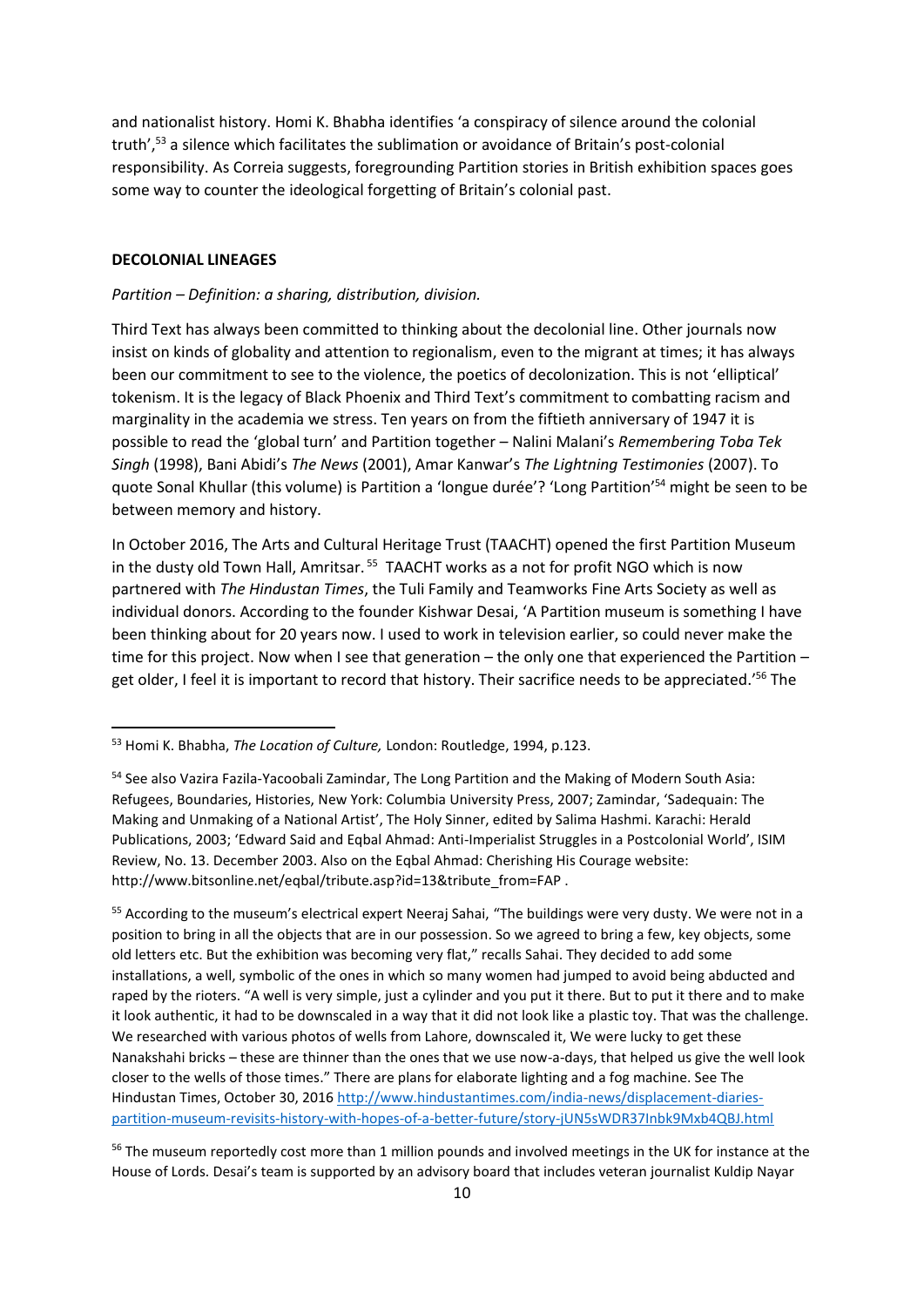and nationalist history. Homi K. Bhabha identifies 'a conspiracy of silence around the colonial truth',[53] a silence which facilitates the sublimation or avoidance of Britain's post-colonial responsibility. As Correia suggests, foregrounding Partition stories in British exhibition spaces goes some way to counter the ideological forgetting of Britain's colonial past.

**DECOLONIAL LINEAGES**

*Partition – Definition: a sharing, distribution, division.*

Third Text has always been committed to thinking about the decolonial line. Other journals now insist on kinds of globality and attention to regionalism, even to the migrant at times; it has always been our commitment to see to the violence, the poetics of decolonization. This is not 'elliptical' tokenism. It is the legacy of Black Phoenix and Third Text's commitment to combatting racism and marginality in the academia we stress. Ten years on from the fiftieth anniversary of 1947 it is possible to read the 'global turn' and Partition together – Nalini Malani's *Remembering Toba Tek Singh* (1998), Bani Abidi's *The News* (2001), Amar Kanwar's *The Lightning Testimonies* (2007). To quote Sonal Khullar (this volume) is Partition a 'longue durée'? 'Long Partition'[54] might be seen to be between memory and history.

In October 2016, The Arts and Cultural Heritage Trust (TAACHT) opened the first Partition Museum in the dusty old Town Hall, Amritsar.[55] TAACHT works as a not for profit NGO which is now partnered with *The Hindustan Times*, the Tuli Family and Teamworks Fine Arts Society as well as individual donors. According to the founder Kishwar Desai, 'A Partition museum is something I have been thinking about for 20 years now. I used to work in television earlier, so could never make the time for this project. Now when I see that generation – the only one that experienced the Partition – get older, I feel it is important to record that history. Their sacrifice needs to be appreciated.'[56] The

---

[53] Homi K. Bhabha, *The Location of Culture,* London: Routledge, 1994, p.123.

[54] See also Vazira Fazila-Yacoobali Zamindar, The Long Partition and the Making of Modern South Asia: Refugees, Boundaries, Histories, New York: Columbia University Press, 2007; Zamindar, 'Sadequain: The Making and Unmaking of a National Artist', The Holy Sinner, edited by Salima Hashmi. Karachi: Herald Publications, 2003; 'Edward Said and Eqbal Ahmad: Anti-Imperialist Struggles in a Postcolonial World', ISIM Review, No. 13. December 2003. Also on the Eqbal Ahmad: Cherishing His Courage website: http://www.bitsonline.net/eqbal/tribute.asp?id=13&tribute_from=FAP .

[55] According to the museum's electrical expert Neeraj Sahai, "The buildings were very dusty. We were not in a position to bring in all the objects that are in our possession. So we agreed to bring a few, key objects, some old letters etc. But the exhibition was becoming very flat," recalls Sahai. They decided to add some installations, a well, symbolic of the ones in which so many women had jumped to avoid being abducted and raped by the rioters. "A well is very simple, just a cylinder and you put it there. But to put it there and to make it look authentic, it had to be downscaled in a way that it did not look like a plastic toy. That was the challenge. We researched with various photos of wells from Lahore, downscaled it, We were lucky to get these Nanakshahi bricks – these are thinner than the ones that we use now-a-days, that helped us give the well look closer to the wells of those times." There are plans for elaborate lighting and a fog machine. See The Hindustan Times, October 30, 2016 http://www.hindustantimes.com/india-news/displacement-diaries-partition-museum-revisits-history-with-hopes-of-a-better-future/story-jUN5sWDR37Inbk9Mxb4QBJ.html

[56] The museum reportedly cost more than 1 million pounds and involved meetings in the UK for instance at the House of Lords. Desai's team is supported by an advisory board that includes veteran journalist Kuldip Nayar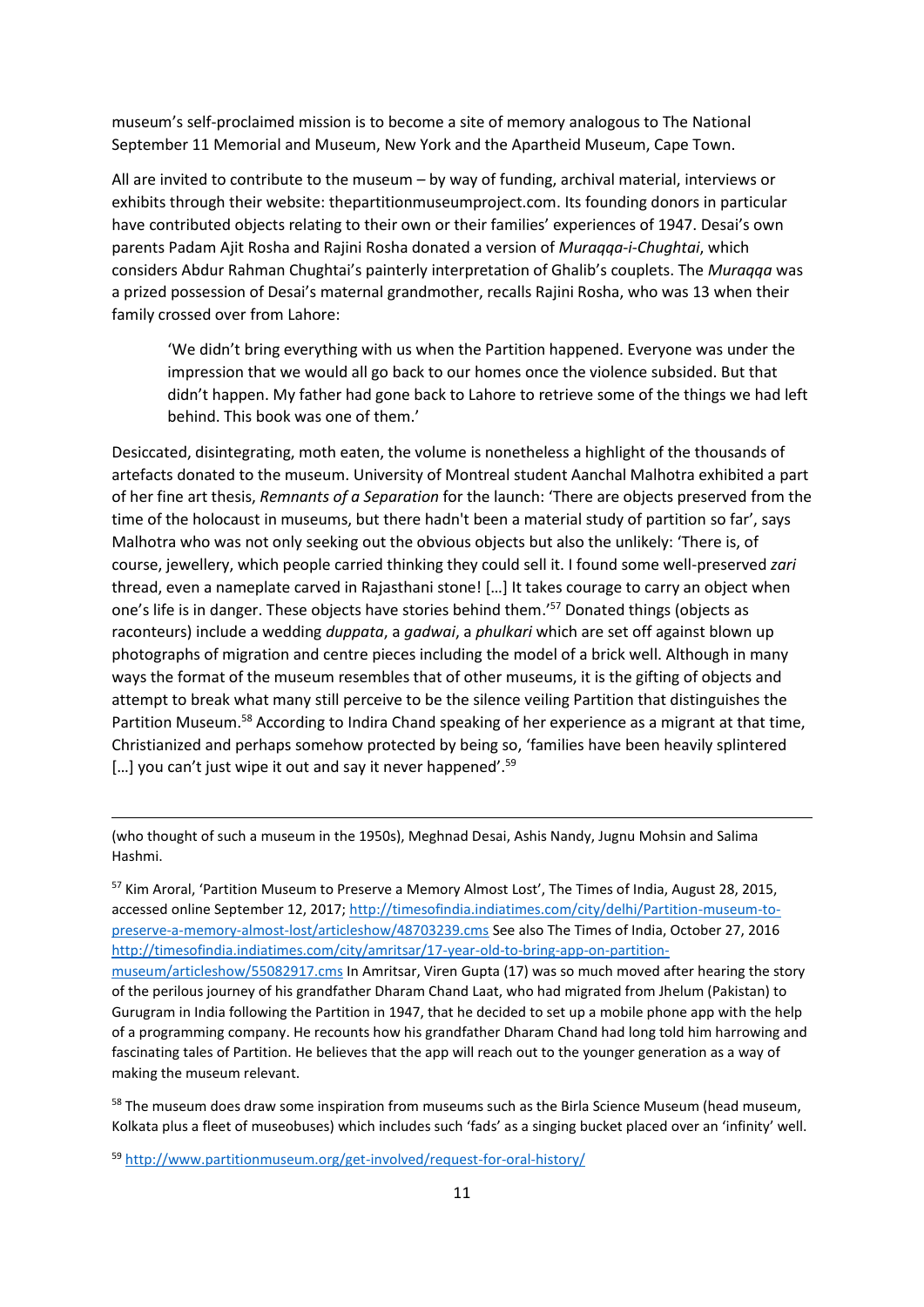museum's self-proclaimed mission is to become a site of memory analogous to The National September 11 Memorial and Museum, New York and the Apartheid Museum, Cape Town.

All are invited to contribute to the museum – by way of funding, archival material, interviews or exhibits through their website: thepartitionmuseumproject.com. Its founding donors in particular have contributed objects relating to their own or their families' experiences of 1947. Desai's own parents Padam Ajit Rosha and Rajini Rosha donated a version of *Muraqqa-i-Chughtai*, which considers Abdur Rahman Chughtai's painterly interpretation of Ghalib's couplets. The *Muraqqa* was a prized possession of Desai's maternal grandmother, recalls Rajini Rosha, who was 13 when their family crossed over from Lahore:

> 'We didn't bring everything with us when the Partition happened. Everyone was under the impression that we would all go back to our homes once the violence subsided. But that didn't happen. My father had gone back to Lahore to retrieve some of the things we had left behind. This book was one of them.'

Desiccated, disintegrating, moth eaten, the volume is nonetheless a highlight of the thousands of artefacts donated to the museum. University of Montreal student Aanchal Malhotra exhibited a part of her fine art thesis, *Remnants of a Separation* for the launch: 'There are objects preserved from the time of the holocaust in museums, but there hadn't been a material study of partition so far', says Malhotra who was not only seeking out the obvious objects but also the unlikely: 'There is, of course, jewellery, which people carried thinking they could sell it. I found some well-preserved *zari* thread, even a nameplate carved in Rajasthani stone! […] It takes courage to carry an object when one's life is in danger. These objects have stories behind them.'[57] Donated things (objects as raconteurs) include a wedding *duppata*, a *gadwai*, a *phulkari* which are set off against blown up photographs of migration and centre pieces including the model of a brick well. Although in many ways the format of the museum resembles that of other museums, it is the gifting of objects and attempt to break what many still perceive to be the silence veiling Partition that distinguishes the Partition Museum.[58] According to Indira Chand speaking of her experience as a migrant at that time, Christianized and perhaps somehow protected by being so, 'families have been heavily splintered […] you can't just wipe it out and say it never happened'.[59]

---

(who thought of such a museum in the 1950s), Meghnad Desai, Ashis Nandy, Jugnu Mohsin and Salima Hashmi.

[57] Kim Aroral, 'Partition Museum to Preserve a Memory Almost Lost', The Times of India, August 28, 2015, accessed online September 12, 2017; http://timesofindia.indiatimes.com/city/delhi/Partition-museum-to-preserve-a-memory-almost-lost/articleshow/48703239.cms See also The Times of India, October 27, 2016 http://timesofindia.indiatimes.com/city/amritsar/17-year-old-to-bring-app-on-partition-museum/articleshow/55082917.cms In Amritsar, Viren Gupta (17) was so much moved after hearing the story of the perilous journey of his grandfather Dharam Chand Laat, who had migrated from Jhelum (Pakistan) to Gurugram in India following the Partition in 1947, that he decided to set up a mobile phone app with the help of a programming company. He recounts how his grandfather Dharam Chand had long told him harrowing and fascinating tales of Partition. He believes that the app will reach out to the younger generation as a way of making the museum relevant.

[58] The museum does draw some inspiration from museums such as the Birla Science Museum (head museum, Kolkata plus a fleet of museobuses) which includes such 'fads' as a singing bucket placed over an 'infinity' well.

[59] http://www.partitionmuseum.org/get-involved/request-for-oral-history/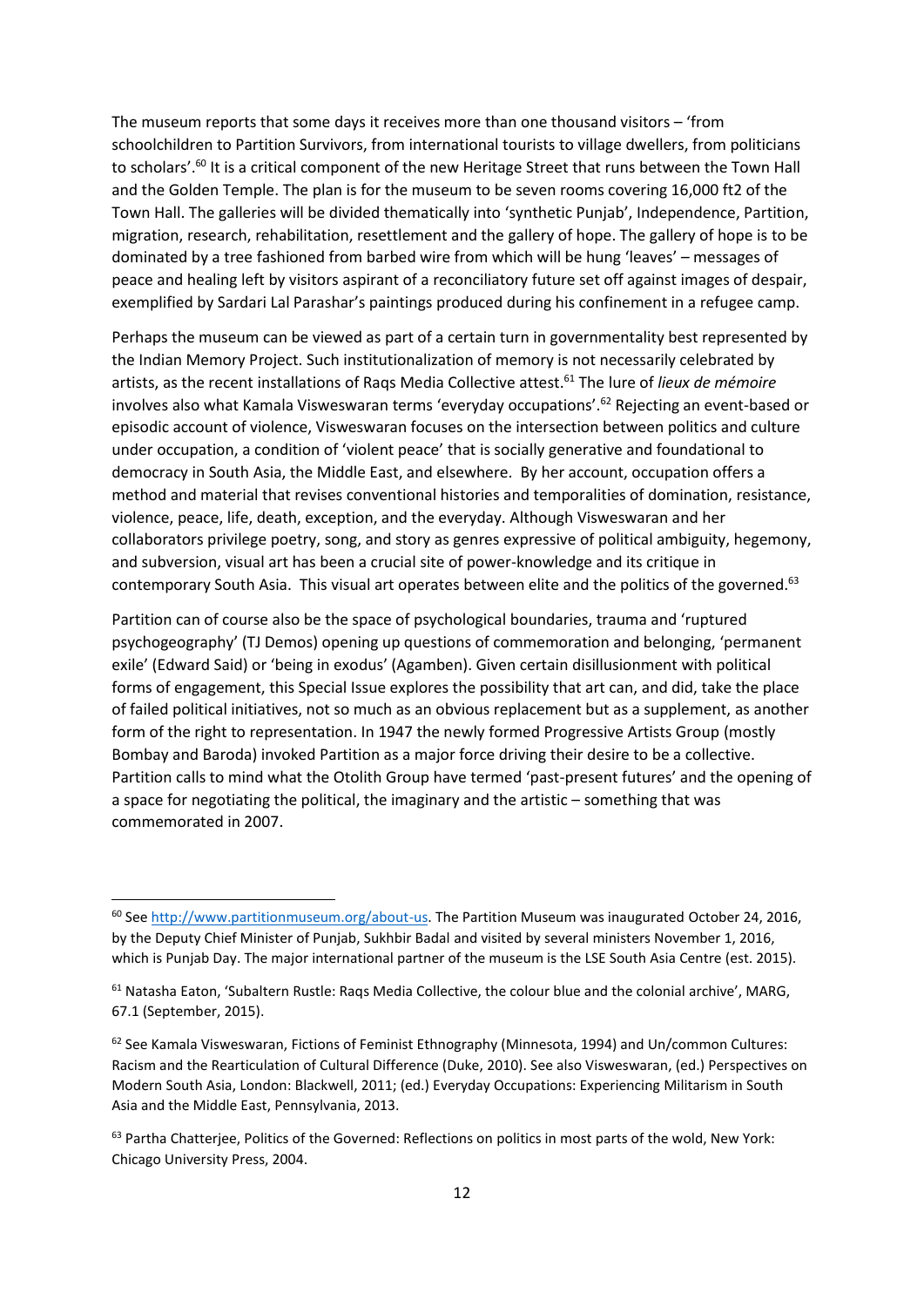The museum reports that some days it receives more than one thousand visitors – 'from schoolchildren to Partition Survivors, from international tourists to village dwellers, from politicians to scholars'.[60] It is a critical component of the new Heritage Street that runs between the Town Hall and the Golden Temple. The plan is for the museum to be seven rooms covering 16,000 ft2 of the Town Hall. The galleries will be divided thematically into 'synthetic Punjab', Independence, Partition, migration, research, rehabilitation, resettlement and the gallery of hope. The gallery of hope is to be dominated by a tree fashioned from barbed wire from which will be hung 'leaves' – messages of peace and healing left by visitors aspirant of a reconciliatory future set off against images of despair, exemplified by Sardari Lal Parashar's paintings produced during his confinement in a refugee camp.

Perhaps the museum can be viewed as part of a certain turn in governmentality best represented by the Indian Memory Project. Such institutionalization of memory is not necessarily celebrated by artists, as the recent installations of Raqs Media Collective attest.[61] The lure of *lieux de mémoire* involves also what Kamala Visweswaran terms 'everyday occupations'.[62] Rejecting an event-based or episodic account of violence, Visweswaran focuses on the intersection between politics and culture under occupation, a condition of 'violent peace' that is socially generative and foundational to democracy in South Asia, the Middle East, and elsewhere. By her account, occupation offers a method and material that revises conventional histories and temporalities of domination, resistance, violence, peace, life, death, exception, and the everyday. Although Visweswaran and her collaborators privilege poetry, song, and story as genres expressive of political ambiguity, hegemony, and subversion, visual art has been a crucial site of power-knowledge and its critique in contemporary South Asia. This visual art operates between elite and the politics of the governed.[63]

Partition can of course also be the space of psychological boundaries, trauma and 'ruptured psychogeography' (TJ Demos) opening up questions of commemoration and belonging, 'permanent exile' (Edward Said) or 'being in exodus' (Agamben). Given certain disillusionment with political forms of engagement, this Special Issue explores the possibility that art can, and did, take the place of failed political initiatives, not so much as an obvious replacement but as a supplement, as another form of the right to representation. In 1947 the newly formed Progressive Artists Group (mostly Bombay and Baroda) invoked Partition as a major force driving their desire to be a collective. Partition calls to mind what the Otolith Group have termed 'past-present futures' and the opening of a space for negotiating the political, the imaginary and the artistic – something that was commemorated in 2007.

---

[60] See http://www.partitionmuseum.org/about-us. The Partition Museum was inaugurated October 24, 2016, by the Deputy Chief Minister of Punjab, Sukhbir Badal and visited by several ministers November 1, 2016, which is Punjab Day. The major international partner of the museum is the LSE South Asia Centre (est. 2015).

[61] Natasha Eaton, 'Subaltern Rustle: Raqs Media Collective, the colour blue and the colonial archive', MARG, 67.1 (September, 2015).

[62] See Kamala Visweswaran, Fictions of Feminist Ethnography (Minnesota, 1994) and Un/common Cultures: Racism and the Rearticulation of Cultural Difference (Duke, 2010). See also Visweswaran, (ed.) Perspectives on Modern South Asia, London: Blackwell, 2011; (ed.) Everyday Occupations: Experiencing Militarism in South Asia and the Middle East, Pennsylvania, 2013.

[63] Partha Chatterjee, Politics of the Governed: Reflections on politics in most parts of the wold, New York: Chicago University Press, 2004.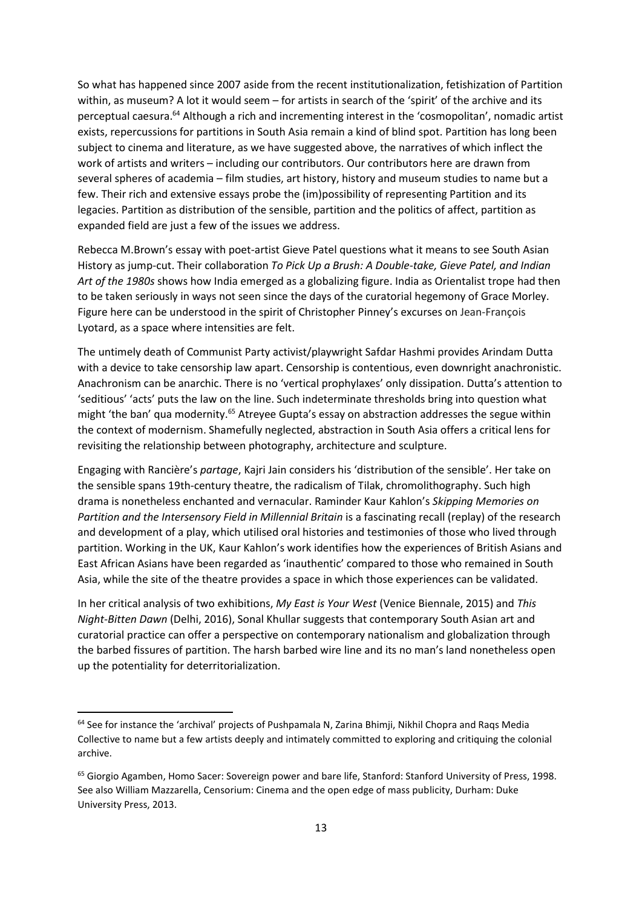So what has happened since 2007 aside from the recent institutionalization, fetishization of Partition within, as museum? A lot it would seem – for artists in search of the 'spirit' of the archive and its perceptual caesura.[64] Although a rich and incrementing interest in the 'cosmopolitan', nomadic artist exists, repercussions for partitions in South Asia remain a kind of blind spot. Partition has long been subject to cinema and literature, as we have suggested above, the narratives of which inflect the work of artists and writers – including our contributors. Our contributors here are drawn from several spheres of academia – film studies, art history, history and museum studies to name but a few. Their rich and extensive essays probe the (im)possibility of representing Partition and its legacies. Partition as distribution of the sensible, partition and the politics of affect, partition as expanded field are just a few of the issues we address.

Rebecca M.Brown's essay with poet-artist Gieve Patel questions what it means to see South Asian History as jump-cut. Their collaboration *To Pick Up a Brush: A Double-take, Gieve Patel, and Indian Art of the 1980s* shows how India emerged as a globalizing figure. India as Orientalist trope had then to be taken seriously in ways not seen since the days of the curatorial hegemony of Grace Morley. Figure here can be understood in the spirit of Christopher Pinney's excurses on Jean-François Lyotard, as a space where intensities are felt.

The untimely death of Communist Party activist/playwright Safdar Hashmi provides Arindam Dutta with a device to take censorship law apart. Censorship is contentious, even downright anachronistic. Anachronism can be anarchic. There is no 'vertical prophylaxes' only dissipation. Dutta's attention to 'seditious' 'acts' puts the law on the line. Such indeterminate thresholds bring into question what might 'the ban' qua modernity.[65] Atreyee Gupta's essay on abstraction addresses the segue within the context of modernism. Shamefully neglected, abstraction in South Asia offers a critical lens for revisiting the relationship between photography, architecture and sculpture.

Engaging with Rancière's *partage*, Kajri Jain considers his 'distribution of the sensible'. Her take on the sensible spans 19th-century theatre, the radicalism of Tilak, chromolithography. Such high drama is nonetheless enchanted and vernacular. Raminder Kaur Kahlon's *Skipping Memories on Partition and the Intersensory Field in Millennial Britain* is a fascinating recall (replay) of the research and development of a play, which utilised oral histories and testimonies of those who lived through partition. Working in the UK, Kaur Kahlon's work identifies how the experiences of British Asians and East African Asians have been regarded as 'inauthentic' compared to those who remained in South Asia, while the site of the theatre provides a space in which those experiences can be validated.

In her critical analysis of two exhibitions, *My East is Your West* (Venice Biennale, 2015) and *This Night-Bitten Dawn* (Delhi, 2016), Sonal Khullar suggests that contemporary South Asian art and curatorial practice can offer a perspective on contemporary nationalism and globalization through the barbed fissures of partition. The harsh barbed wire line and its no man's land nonetheless open up the potentiality for deterritorialization.

---

[64] See for instance the 'archival' projects of Pushpamala N, Zarina Bhimji, Nikhil Chopra and Raqs Media Collective to name but a few artists deeply and intimately committed to exploring and critiquing the colonial archive.

[65] Giorgio Agamben, Homo Sacer: Sovereign power and bare life, Stanford: Stanford University of Press, 1998. See also William Mazzarella, Censorium: Cinema and the open edge of mass publicity, Durham: Duke University Press, 2013.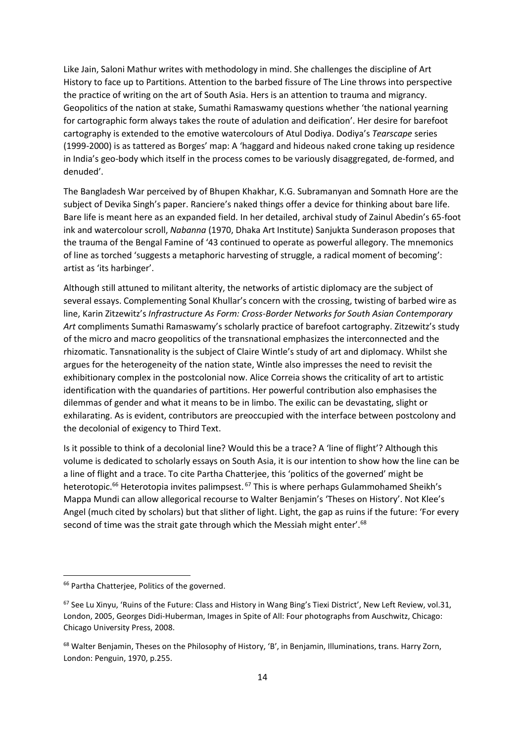Like Jain, Saloni Mathur writes with methodology in mind. She challenges the discipline of Art History to face up to Partitions. Attention to the barbed fissure of The Line throws into perspective the practice of writing on the art of South Asia. Hers is an attention to trauma and migrancy. Geopolitics of the nation at stake, Sumathi Ramaswamy questions whether 'the national yearning for cartographic form always takes the route of adulation and deification'. Her desire for barefoot cartography is extended to the emotive watercolours of Atul Dodiya. Dodiya's *Tearscape* series (1999-2000) is as tattered as Borges' map: A 'haggard and hideous naked crone taking up residence in India's geo-body which itself in the process comes to be variously disaggregated, de-formed, and denuded'.

The Bangladesh War perceived by of Bhupen Khakhar, K.G. Subramanyan and Somnath Hore are the subject of Devika Singh's paper. Ranciere's naked things offer a device for thinking about bare life. Bare life is meant here as an expanded field. In her detailed, archival study of Zainul Abedin's 65-foot ink and watercolour scroll, *Nabanna* (1970, Dhaka Art Institute) Sanjukta Sunderason proposes that the trauma of the Bengal Famine of '43 continued to operate as powerful allegory. The mnemonics of line as torched 'suggests a metaphoric harvesting of struggle, a radical moment of becoming': artist as 'its harbinger'.

Although still attuned to militant alterity, the networks of artistic diplomacy are the subject of several essays. Complementing Sonal Khullar's concern with the crossing, twisting of barbed wire as line, Karin Zitzewitz's *Infrastructure As Form: Cross-Border Networks for South Asian Contemporary Art* compliments Sumathi Ramaswamy's scholarly practice of barefoot cartography. Zitzewitz's study of the micro and macro geopolitics of the transnational emphasizes the interconnected and the rhizomatic. Tansnationality is the subject of Claire Wintle's study of art and diplomacy. Whilst she argues for the heterogeneity of the nation state, Wintle also impresses the need to revisit the exhibitionary complex in the postcolonial now. Alice Correia shows the criticality of art to artistic identification with the quandaries of partitions. Her powerful contribution also emphasises the dilemmas of gender and what it means to be in limbo. The exilic can be devastating, slight or exhilarating. As is evident, contributors are preoccupied with the interface between postcolony and the decolonial of exigency to Third Text.

Is it possible to think of a decolonial line? Would this be a trace? A 'line of flight'? Although this volume is dedicated to scholarly essays on South Asia, it is our intention to show how the line can be a line of flight and a trace. To cite Partha Chatterjee, this 'politics of the governed' might be heterotopic.[66] Heterotopia invites palimpsest.[67] This is where perhaps Gulammohamed Sheikh's Mappa Mundi can allow allegorical recourse to Walter Benjamin's 'Theses on History'. Not Klee's Angel (much cited by scholars) but that slither of light. Light, the gap as ruins if the future: 'For every second of time was the strait gate through which the Messiah might enter'.[68]

---

[66] Partha Chatterjee, Politics of the governed.

[67] See Lu Xinyu, 'Ruins of the Future: Class and History in Wang Bing's Tiexi District', New Left Review, vol.31, London, 2005, Georges Didi-Huberman, Images in Spite of All: Four photographs from Auschwitz, Chicago: Chicago University Press, 2008.

[68] Walter Benjamin, Theses on the Philosophy of History, 'B', in Benjamin, Illuminations, trans. Harry Zorn, London: Penguin, 1970, p.255.